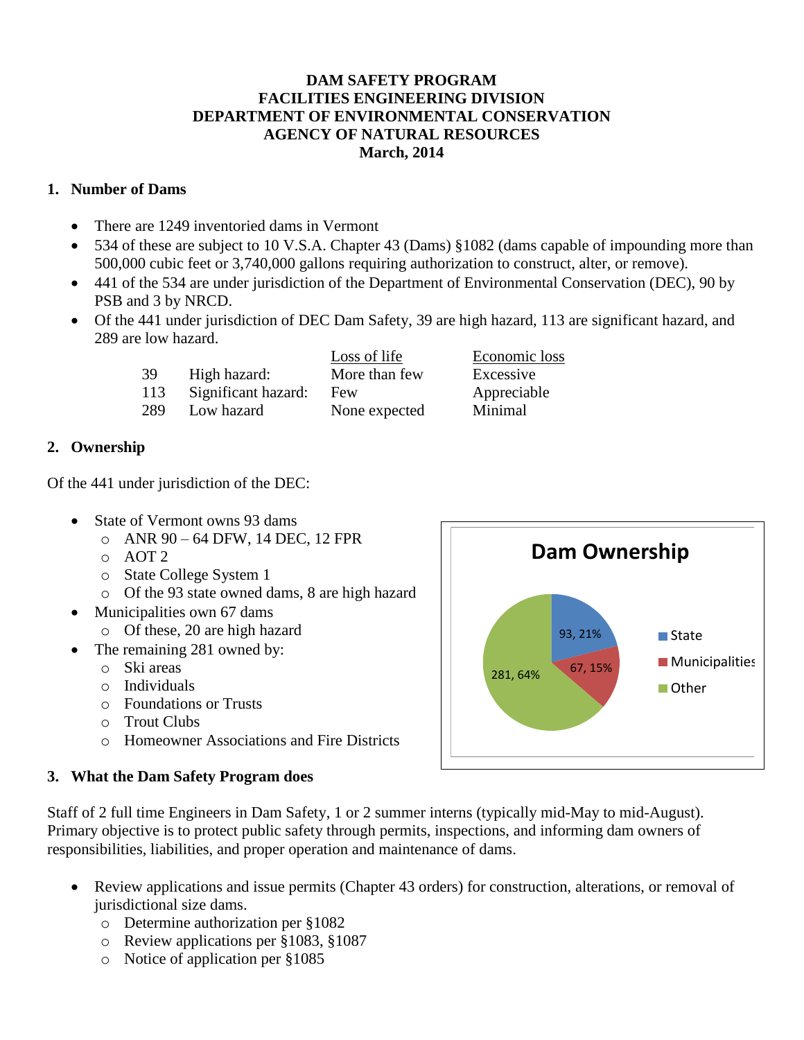**DAM SAFETY PROGRAM**
**FACILITIES ENGINEERING DIVISION**
**DEPARTMENT OF ENVIRONMENTAL CONSERVATION**
**AGENCY OF NATURAL RESOURCES**
**March, 2014**

## 1. Number of Dams

- There are 1249 inventoried dams in Vermont
- 534 of these are subject to 10 V.S.A. Chapter 43 (Dams) §1082 (dams capable of impounding more than 500,000 cubic feet or 3,740,000 gallons requiring authorization to construct, alter, or remove).
- 441 of the 534 are under jurisdiction of the Department of Environmental Conservation (DEC), 90 by PSB and 3 by NRCD.
- Of the 441 under jurisdiction of DEC Dam Safety, 39 are high hazard, 113 are significant hazard, and 289 are low hazard.

| | | Loss of life | Economic loss |
|---|---|---|---|
| 39 | High hazard: | More than few | Excessive |
| 113 | Significant hazard: | Few | Appreciable |
| 289 | Low hazard | None expected | Minimal |

## 2. Ownership

Of the 441 under jurisdiction of the DEC:

- State of Vermont owns 93 dams
  - ANR 90 – 64 DFW, 14 DEC, 12 FPR
  - AOT 2
  - State College System 1
  - Of the 93 state owned dams, 8 are high hazard
- Municipalities own 67 dams
  - Of these, 20 are high hazard
- The remaining 281 owned by:
  - Ski areas
  - Individuals
  - Foundations or Trusts
  - Trout Clubs
  - Homeowner Associations and Fire Districts

**Dam Ownership**

| Owner | Dams | Percent |
|---|---|---|
| State | 93 | 21% |
| Municipalities | 67 | 15% |
| Other | 281 | 64% |

## 3. What the Dam Safety Program does

Staff of 2 full time Engineers in Dam Safety, 1 or 2 summer interns (typically mid-May to mid-August). Primary objective is to protect public safety through permits, inspections, and informing dam owners of responsibilities, liabilities, and proper operation and maintenance of dams.

- Review applications and issue permits (Chapter 43 orders) for construction, alterations, or removal of jurisdictional size dams.
  - Determine authorization per §1082
  - Review applications per §1083, §1087
  - Notice of application per §1085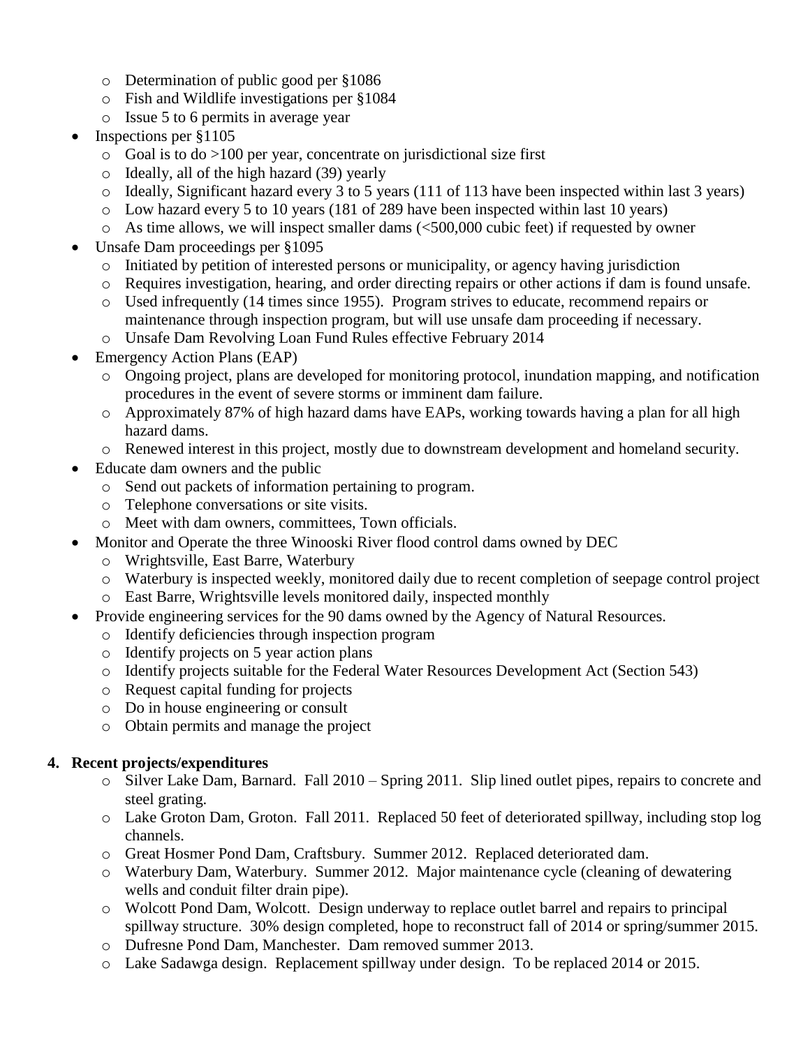- Determination of public good per §1086
  - Fish and Wildlife investigations per §1084
  - Issue 5 to 6 permits in average year
- Inspections per §1105
  - Goal is to do >100 per year, concentrate on jurisdictional size first
  - Ideally, all of the high hazard (39) yearly
  - Ideally, Significant hazard every 3 to 5 years (111 of 113 have been inspected within last 3 years)
  - Low hazard every 5 to 10 years (181 of 289 have been inspected within last 10 years)
  - As time allows, we will inspect smaller dams (<500,000 cubic feet) if requested by owner
- Unsafe Dam proceedings per §1095
  - Initiated by petition of interested persons or municipality, or agency having jurisdiction
  - Requires investigation, hearing, and order directing repairs or other actions if dam is found unsafe.
  - Used infrequently (14 times since 1955). Program strives to educate, recommend repairs or maintenance through inspection program, but will use unsafe dam proceeding if necessary.
  - Unsafe Dam Revolving Loan Fund Rules effective February 2014
- Emergency Action Plans (EAP)
  - Ongoing project, plans are developed for monitoring protocol, inundation mapping, and notification procedures in the event of severe storms or imminent dam failure.
  - Approximately 87% of high hazard dams have EAPs, working towards having a plan for all high hazard dams.
  - Renewed interest in this project, mostly due to downstream development and homeland security.
- Educate dam owners and the public
  - Send out packets of information pertaining to program.
  - Telephone conversations or site visits.
  - Meet with dam owners, committees, Town officials.
- Monitor and Operate the three Winooski River flood control dams owned by DEC
  - Wrightsville, East Barre, Waterbury
  - Waterbury is inspected weekly, monitored daily due to recent completion of seepage control project
  - East Barre, Wrightsville levels monitored daily, inspected monthly
- Provide engineering services for the 90 dams owned by the Agency of Natural Resources.
  - Identify deficiencies through inspection program
  - Identify projects on 5 year action plans
  - Identify projects suitable for the Federal Water Resources Development Act (Section 543)
  - Request capital funding for projects
  - Do in house engineering or consult
  - Obtain permits and manage the project

**4. Recent projects/expenditures**

  - Silver Lake Dam, Barnard. Fall 2010 – Spring 2011. Slip lined outlet pipes, repairs to concrete and steel grating.
  - Lake Groton Dam, Groton. Fall 2011. Replaced 50 feet of deteriorated spillway, including stop log channels.
  - Great Hosmer Pond Dam, Craftsbury. Summer 2012. Replaced deteriorated dam.
  - Waterbury Dam, Waterbury. Summer 2012. Major maintenance cycle (cleaning of dewatering wells and conduit filter drain pipe).
  - Wolcott Pond Dam, Wolcott. Design underway to replace outlet barrel and repairs to principal spillway structure. 30% design completed, hope to reconstruct fall of 2014 or spring/summer 2015.
  - Dufresne Pond Dam, Manchester. Dam removed summer 2013.
  - Lake Sadawga design. Replacement spillway under design. To be replaced 2014 or 2015.